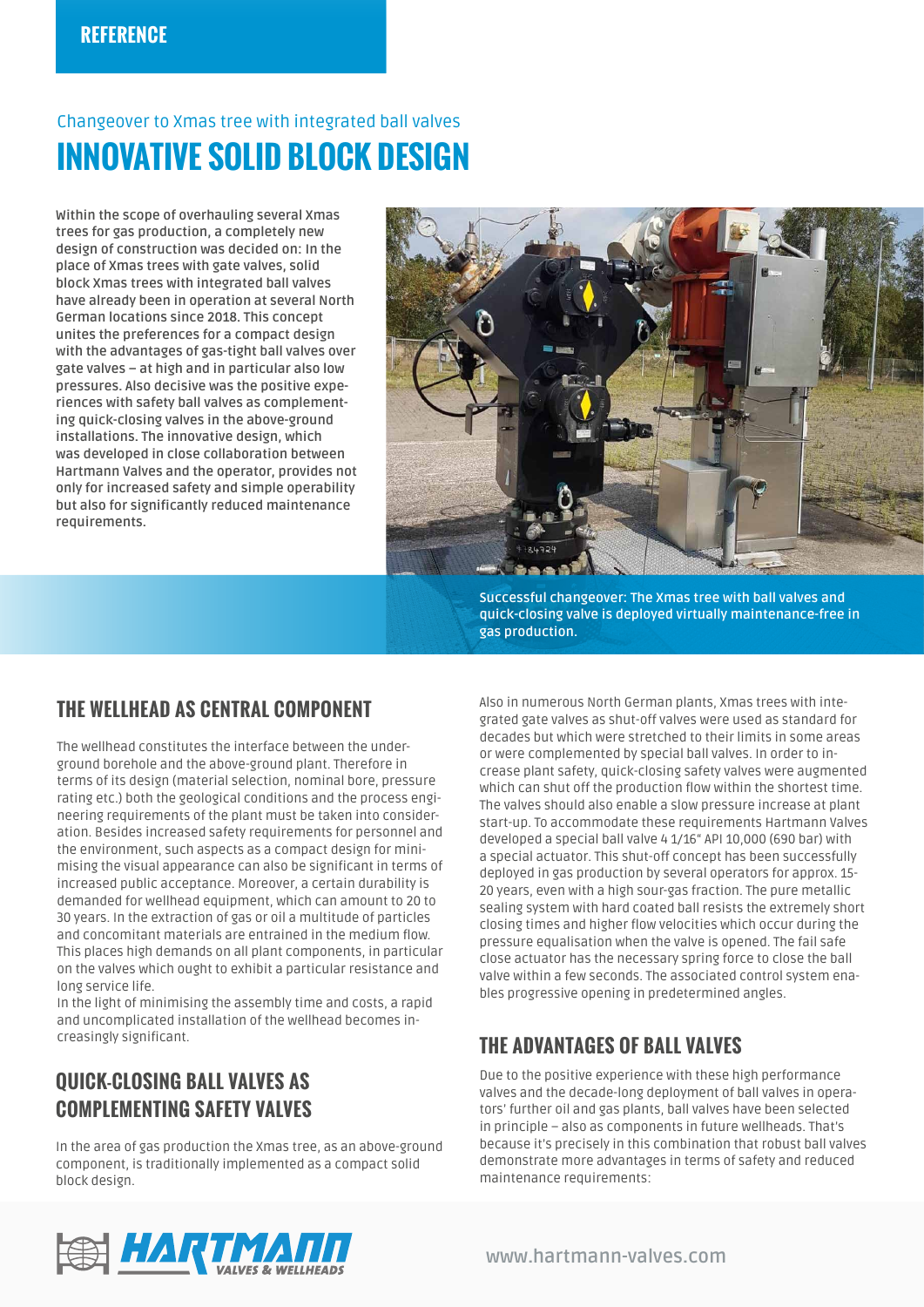REFERENCE

Changeover to Xmas tree with integrated ball valves

# INNOVATIVE SOLID BLOCK DESIGN

Within the scope of overhauling several Xmas trees for gas production, a completely new design of construction was decided on: In the place of Xmas trees with gate valves, solid block Xmas trees with integrated ball valves have already been in operation at several North German locations since 2018. This concept unites the preferences for a compact design with the advantages of gas-tight ball valves over gate valves – at high and in particular also low pressures. Also decisive was the positive experiences with safety ball valves as complementing quick-closing valves in the above-ground installations. The innovative design, which was developed in close collaboration between Hartmann Valves and the operator, provides not only for increased safety and simple operability but also for significantly reduced maintenance requirements.

Successful changeover: The Xmas tree with ball valves and quick-closing valve is deployed virtually maintenance-free in gas production.

## THE WELLHEAD AS CENTRAL COMPONENT

The wellhead constitutes the interface between the underground borehole and the above-ground plant. Therefore in terms of its design (material selection, nominal bore, pressure rating etc.) both the geological conditions and the process engineering requirements of the plant must be taken into consideration. Besides increased safety requirements for personnel and the environment, such aspects as a compact design for minimising the visual appearance can also be significant in terms of increased public acceptance. Moreover, a certain durability is demanded for wellhead equipment, which can amount to 20 to 30 years. In the extraction of gas or oil a multitude of particles and concomitant materials are entrained in the medium flow. This places high demands on all plant components, in particular on the valves which ought to exhibit a particular resistance and long service life.
In the light of minimising the assembly time and costs, a rapid and uncomplicated installation of the wellhead becomes increasingly significant.

## QUICK-CLOSING BALL VALVES AS COMPLEMENTING SAFETY VALVES

In the area of gas production the Xmas tree, as an above-ground component, is traditionally implemented as a compact solid block design.

Also in numerous North German plants, Xmas trees with integrated gate valves as shut-off valves were used as standard for decades but which were stretched to their limits in some areas or were complemented by special ball valves. In order to increase plant safety, quick-closing safety valves were augmented which can shut off the production flow within the shortest time. The valves should also enable a slow pressure increase at plant start-up. To accommodate these requirements Hartmann Valves developed a special ball valve 4 1/16" API 10,000 (690 bar) with a special actuator. This shut-off concept has been successfully deployed in gas production by several operators for approx. 15-20 years, even with a high sour-gas fraction. The pure metallic sealing system with hard coated ball resists the extremely short closing times and higher flow velocities which occur during the pressure equalisation when the valve is opened. The fail safe close actuator has the necessary spring force to close the ball valve within a few seconds. The associated control system enables progressive opening in predetermined angles.

## THE ADVANTAGES OF BALL VALVES

Due to the positive experience with these high performance valves and the decade-long deployment of ball valves in operators' further oil and gas plants, ball valves have been selected in principle – also as components in future wellheads. That's because it's precisely in this combination that robust ball valves demonstrate more advantages in terms of safety and reduced maintenance requirements:

HARTMANN VALVES & WELLHEADS

www.hartmann-valves.com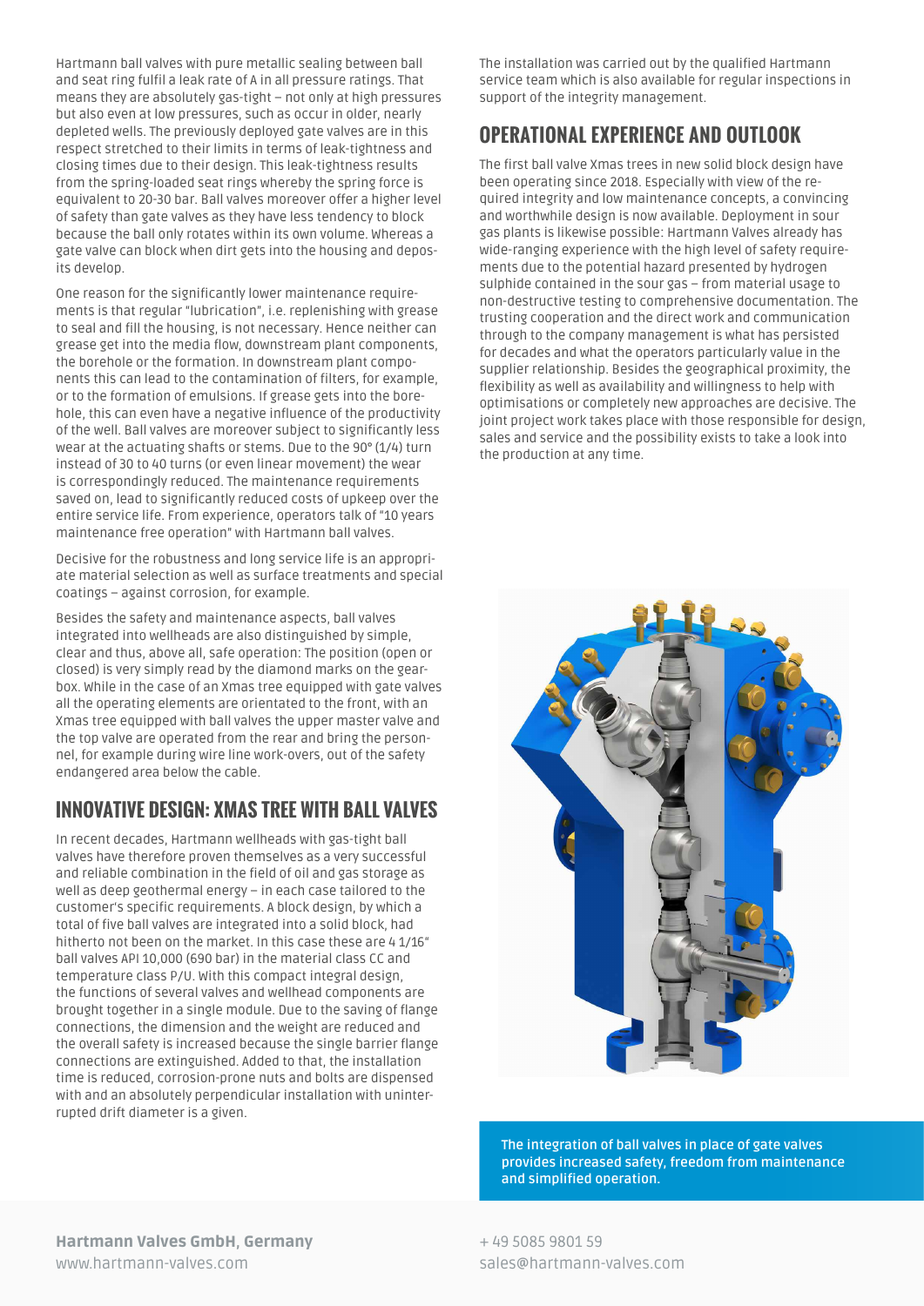Hartmann ball valves with pure metallic sealing between ball and seat ring fulfil a leak rate of A in all pressure ratings. That means they are absolutely gas-tight – not only at high pressures but also even at low pressures, such as occur in older, nearly depleted wells. The previously deployed gate valves are in this respect stretched to their limits in terms of leak-tightness and closing times due to their design. This leak-tightness results from the spring-loaded seat rings whereby the spring force is equivalent to 20-30 bar. Ball valves moreover offer a higher level of safety than gate valves as they have less tendency to block because the ball only rotates within its own volume. Whereas a gate valve can block when dirt gets into the housing and deposits develop.

One reason for the significantly lower maintenance requirements is that regular "lubrication", i.e. replenishing with grease to seal and fill the housing, is not necessary. Hence neither can grease get into the media flow, downstream plant components, the borehole or the formation. In downstream plant components this can lead to the contamination of filters, for example, or to the formation of emulsions. If grease gets into the borehole, this can even have a negative influence of the productivity of the well. Ball valves are moreover subject to significantly less wear at the actuating shafts or stems. Due to the 90° (1/4) turn instead of 30 to 40 turns (or even linear movement) the wear is correspondingly reduced. The maintenance requirements saved on, lead to significantly reduced costs of upkeep over the entire service life. From experience, operators talk of "10 years maintenance free operation" with Hartmann ball valves.

Decisive for the robustness and long service life is an appropriate material selection as well as surface treatments and special coatings – against corrosion, for example.

Besides the safety and maintenance aspects, ball valves integrated into wellheads are also distinguished by simple, clear and thus, above all, safe operation: The position (open or closed) is very simply read by the diamond marks on the gearbox. While in the case of an Xmas tree equipped with gate valves all the operating elements are orientated to the front, with an Xmas tree equipped with ball valves the upper master valve and the top valve are operated from the rear and bring the personnel, for example during wire line work-overs, out of the safety endangered area below the cable.

## INNOVATIVE DESIGN: XMAS TREE WITH BALL VALVES

In recent decades, Hartmann wellheads with gas-tight ball valves have therefore proven themselves as a very successful and reliable combination in the field of oil and gas storage as well as deep geothermal energy – in each case tailored to the customer's specific requirements. A block design, by which a total of five ball valves are integrated into a solid block, had hitherto not been on the market. In this case these are 4 1/16" ball valves API 10,000 (690 bar) in the material class CC and temperature class P/U. With this compact integral design, the functions of several valves and wellhead components are brought together in a single module. Due to the saving of flange connections, the dimension and the weight are reduced and the overall safety is increased because the single barrier flange connections are extinguished. Added to that, the installation time is reduced, corrosion-prone nuts and bolts are dispensed with and an absolutely perpendicular installation with uninterrupted drift diameter is a given.

The installation was carried out by the qualified Hartmann service team which is also available for regular inspections in support of the integrity management.

## OPERATIONAL EXPERIENCE AND OUTLOOK

The first ball valve Xmas trees in new solid block design have been operating since 2018. Especially with view of the required integrity and low maintenance concepts, a convincing and worthwhile design is now available. Deployment in sour gas plants is likewise possible: Hartmann Valves already has wide-ranging experience with the high level of safety requirements due to the potential hazard presented by hydrogen sulphide contained in the sour gas – from material usage to non-destructive testing to comprehensive documentation. The trusting cooperation and the direct work and communication through to the company management is what has persisted for decades and what the operators particularly value in the supplier relationship. Besides the geographical proximity, the flexibility as well as availability and willingness to help with optimisations or completely new approaches are decisive. The joint project work takes place with those responsible for design, sales and service and the possibility exists to take a look into the production at any time.

The integration of ball valves in place of gate valves provides increased safety, freedom from maintenance and simplified operation.

**Hartmann Valves GmbH, Germany**
www.hartmann-valves.com

+ 49 5085 9801 59
sales@hartmann-valves.com